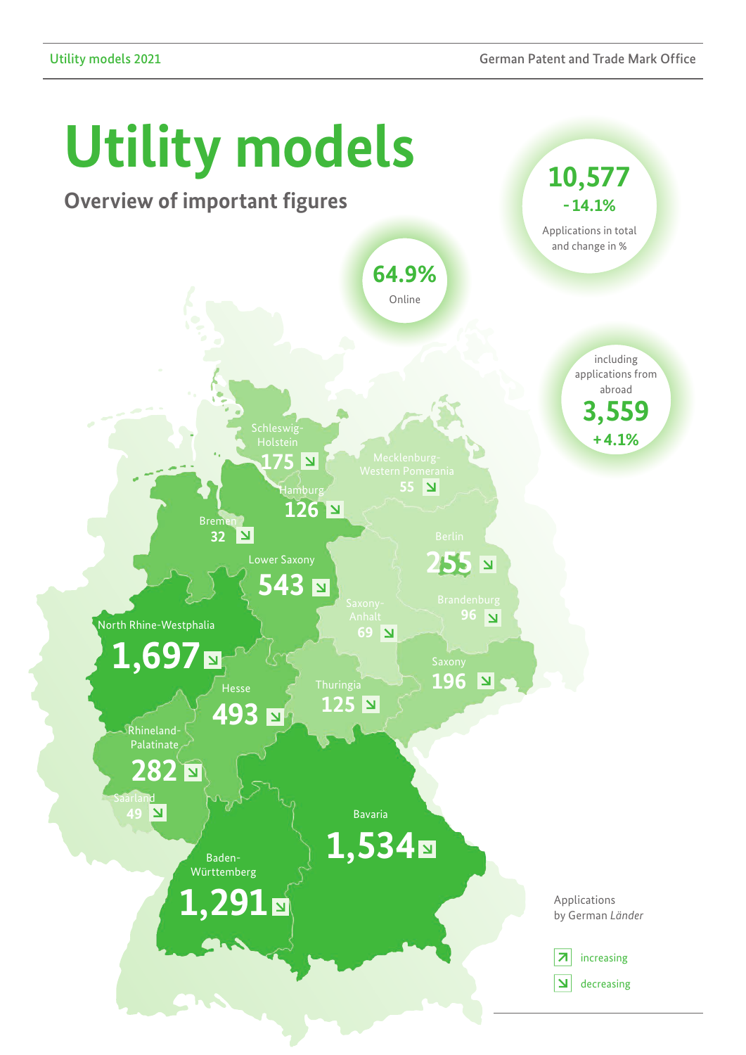# Utility models

## Overview of important figures

**10,577**
**-14.1%**
Applications in total and change in %

**64.9%**
Online

including applications from abroad
**3,559**
**+4.1%**

Applications by German *Länder*

| Land | Applications | Trend |
|---|---|---|
| Schleswig-Holstein | 175 | decreasing |
| Mecklenburg-Western Pomerania | 55 | decreasing |
| Hamburg | 126 | decreasing |
| Bremen | 32 | decreasing |
| Berlin | 255 | decreasing |
| Lower Saxony | 543 | decreasing |
| Saxony-Anhalt | 69 | decreasing |
| Brandenburg | 96 | decreasing |
| North Rhine-Westphalia | 1,697 | decreasing |
| Saxony | 196 | decreasing |
| Hesse | 493 | decreasing |
| Thuringia | 125 | decreasing |
| Rhineland-Palatinate | 282 | decreasing |
| Saarland | 49 | decreasing |
| Bavaria | 1,534 | decreasing |
| Baden-Württemberg | 1,291 | decreasing |

↗ increasing
↘ decreasing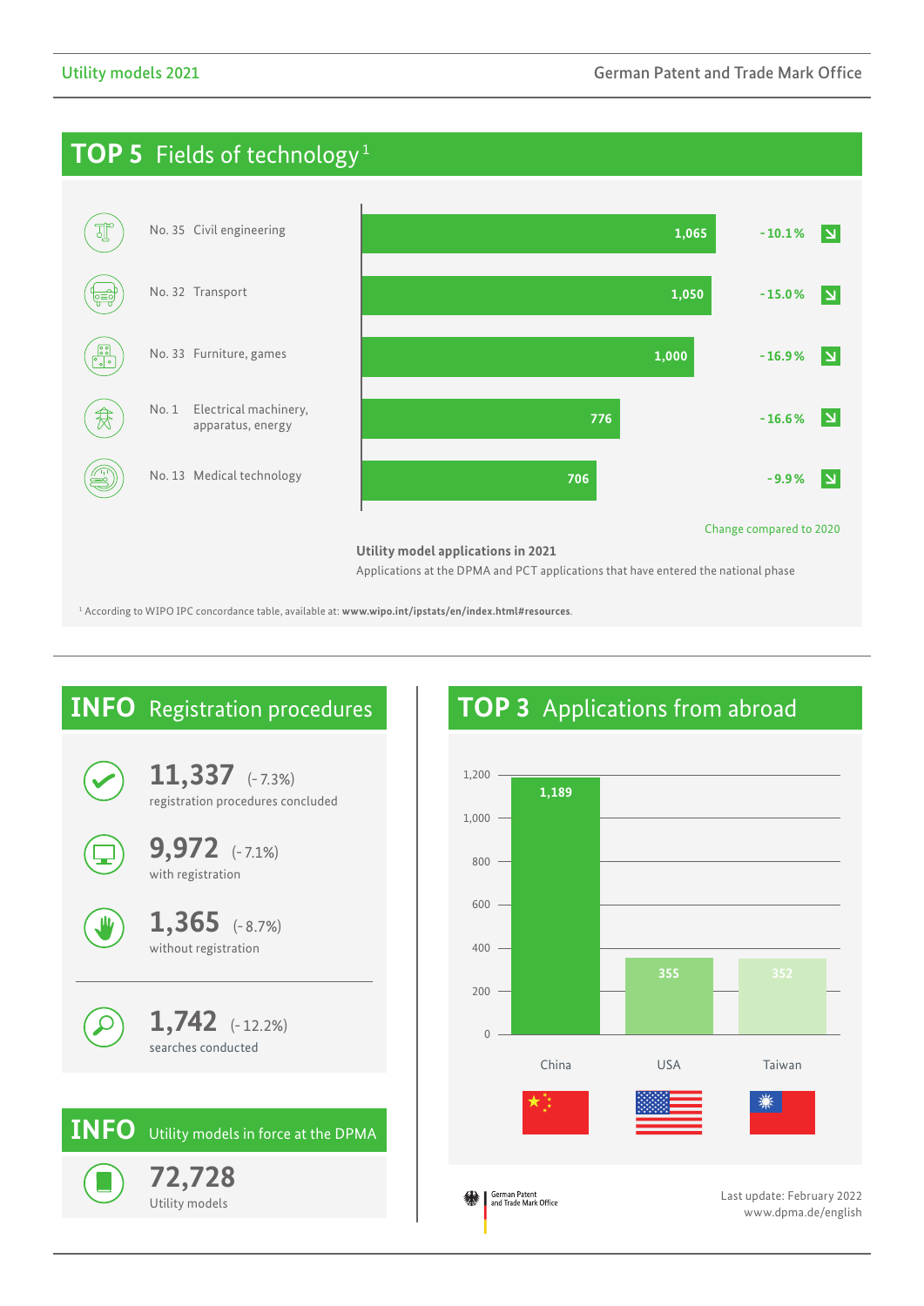## TOP 5 Fields of technology[1]

No. 35 Civil engineering
1,065
- 10.1 %

No. 32 Transport
1,050
- 15.0 %

No. 33 Furniture, games
1,000
- 16.9 %

No. 1 Electrical machinery, apparatus, energy
776
- 16.6 %

No. 13 Medical technology
706
- 9.9 %

Change compared to 2020

**Utility model applications in 2021**

Applications at the DPMA and PCT applications that have entered the national phase

[1] According to WIPO IPC concordance table, available at: **www.wipo.int/ipstats/en/index.html#resources**.

## INFO Registration procedures

**11,337** (- 7.3%)
registration procedures concluded

**9,972** (- 7.1%)
with registration

**1,365** (- 8.7%)
without registration

**1,742** (- 12.2%)
searches conducted

## INFO Utility models in force at the DPMA

**72,728**
Utility models

## TOP 3 Applications from abroad

1,200
1,000
800
600
400
200
0

China: 1,189
USA: 355
Taiwan: 352

German Patent and Trade Mark Office

Last update: February 2022
www.dpma.de/english